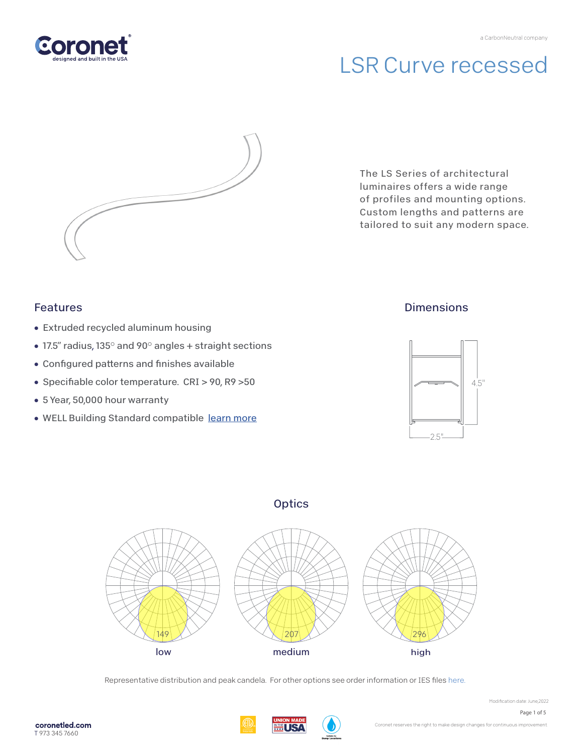a CarbonNeutral company

# LSR Curve recessed

The LS Series of architectural luminaires offers a wide range of profiles and mounting options. Custom lengths and patterns are tailored to suit any modern space.

## Features

- Extruded recycled aluminum housing
- 17.5" radius, 135° and 90° angles + straight sections
- Configured patterns and finishes available
- Specifiable color temperature. CRI > 90, R9 >50
- 5 Year, 50,000 hour warranty
- WELL Building Standard compatible learn more

## Dimensions

4.5"

2.5"

## Optics

149 low

207 medium

296 high

Representative distribution and peak candela. For other options see order information or IES files here.

Modification date: June,2022

coronetled.com
T 973 345 7660

Coronet reserves the right to make design changes for continuous improvement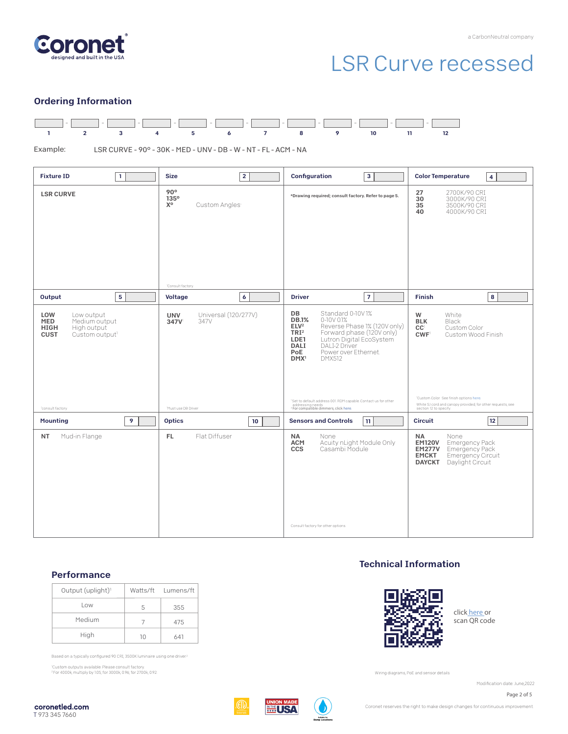# LSR Curve recessed

## Ordering Information

| 1 | 2 | 3 | 4 | 5 | 6 | 7 | 8 | 9 | 10 | 11 | 12 |
|---|---|---|---|---|---|---|---|---|---|---|---|
| | | | | | | | | | | | |

Example: LSR CURVE - 90° - 30K - MED - UNV - DB - W - NT - FL - ACM - NA

### Fixture ID [1]

**LSR CURVE**

### Size [2]

- **90°**
- **135°**
- **X°** Custom Angles[1]

[1]Consult factory

### Configuration [3]

*Drawing required; consult factory. Refer to page 5.

### Color Temperature [4]

| Code | Description |
|---|---|
| **27** | 2700K/90 CRI |
| **30** | 3000K/90 CRI |
| **35** | 3500K/90 CRI |
| **40** | 4000K/90 CRI |

### Output [5]

| Code | Description |
|---|---|
| **LOW** | Low output |
| **MED** | Medium output |
| **HIGH** | High output |
| **CUST** | Custom output[1] |

[1]consult factory

### Voltage [6]

| Code | Description |
|---|---|
| **UNV** | Universal (120/277V) |
| **347V**[1] | 347V |

[1]Must use DB Driver

### Driver [7]

| Code | Description |
|---|---|
| **DB** | Standard 0-10V 1% |
| **DB.1%** | 0-10V 0.1% |
| **ELV**[2] | Reverse Phase 1% (120V only) |
| **TRI**[2] | Forward phase (120V only) |
| **LDE1** | Lutron Digital EcoSystem |
| **DALI** | DALI-2 Driver |
| **PoE** | Power over Ethernet |
| **DMX**[1] | DMX512 |

[1]Set to default address 001. RDM capable. Contact us for other addressing needs.
[2]For compatible dimmers, click here.

### Finish [8]

| Code | Description |
|---|---|
| **W** | White |
| **BLK** | Black |
| **CC**[1] | Custom Color |
| **CWF**[1] | Custom Wood Finish |

[1]Custom Color. See finish options here.
White SJ cord and canopy provided, for other requests, see section 12 to specify

### Mounting [9]

| Code | Description |
|---|---|
| **NT** | Mud-in Flange |

### Optics [10]

| Code | Description |
|---|---|
| **FL** | Flat Diffuser |

### Sensors and Controls [11]

| Code | Description |
|---|---|
| **NA** | None |
| **ACM** | Acuity nLight Module Only |
| **CCS** | Casambi Module |

Consult factory for other options

### Circuit [12]

| Code | Description |
|---|---|
| **NA** | None |
| **EM120V** | Emergency Pack |
| **EM277V** | Emergency Pack |
| **EMCKT** | Emergency Circuit |
| **DAYCKT** | Daylight Circuit |

## Performance

| Output (uplight)[1] | Watts/ft | Lumens/ft |
|---|---|---|
| Low | 5 | 355 |
| Medium | 7 | 475 |
| High | 10 | 641 |

Based on a typically configured 90 CRI, 3500K luminaire using one driver[2]

[1]Custom outputs available. Please consult factory.
[2]For 4000k, multiply by 1.05; for 3000k, 0.96; for 2700k, 0.92.

## Technical Information

click here or scan QR code

Wiring diagrams, PoE and sensor details

Modification date: June,2022

coronetled.com
T 973 345 7660

Coronet reserves the right to make design changes for continuous improvement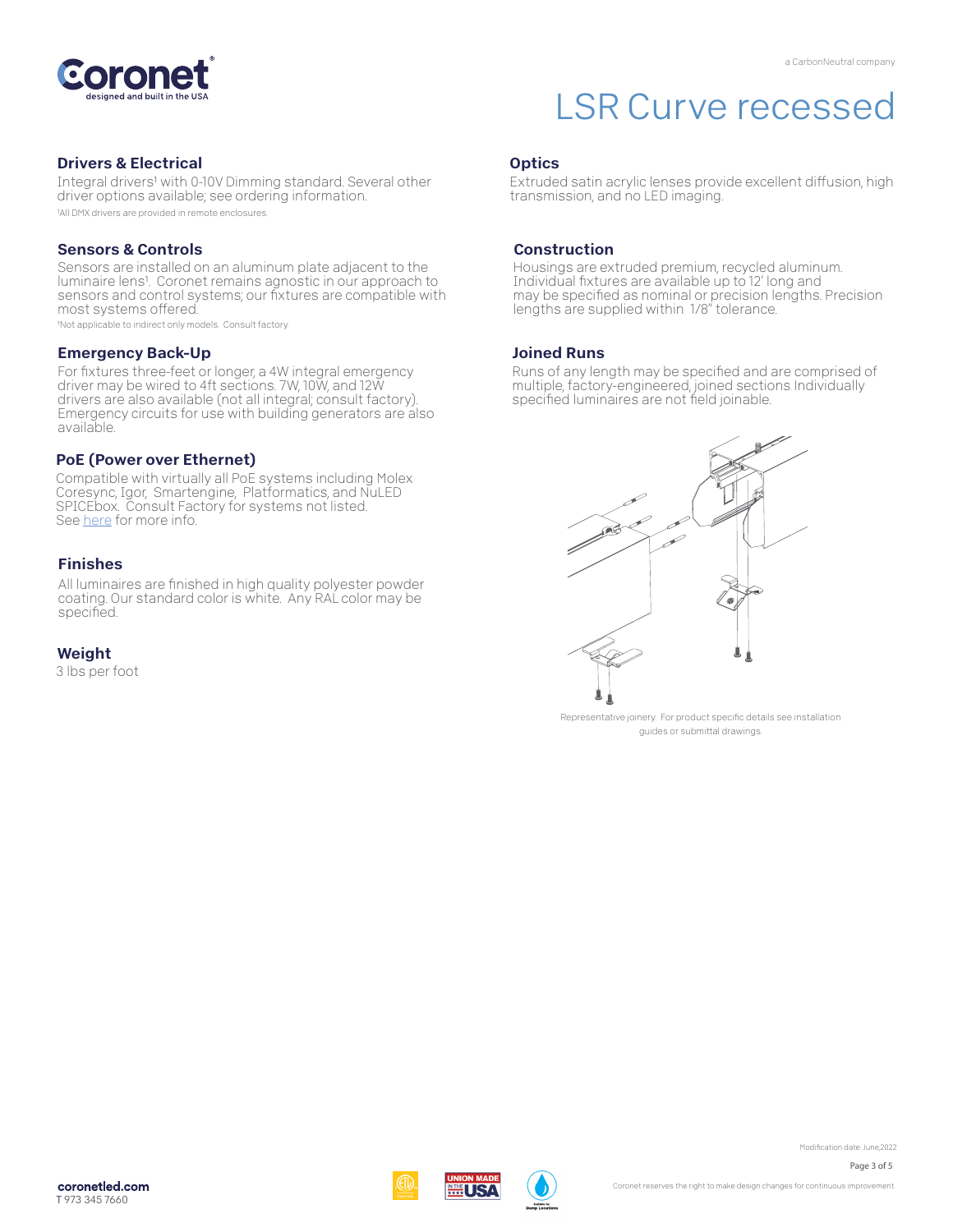# LSR Curve recessed

## Drivers & Electrical

Integral drivers[1] with 0-10V Dimming standard. Several other driver options available; see ordering information.

[1]All DMX drivers are provided in remote enclosures.

## Sensors & Controls

Sensors are installed on an aluminum plate adjacent to the luminaire lens[1]. Coronet remains agnostic in our approach to sensors and control systems; our fixtures are compatible with most systems offered.

[1]Not applicable to indirect only models. Consult factory.

## Emergency Back-Up

For fixtures three-feet or longer, a 4W integral emergency driver may be wired to 4ft sections. 7W, 10W, and 12W drivers are also available (not all integral; consult factory). Emergency circuits for use with building generators are also available.

## PoE (Power over Ethernet)

Compatible with virtually all PoE systems including Molex Coresync, Igor, Smartengine, Platformatics, and NuLED SPICEbox. Consult Factory for systems not listed. See here for more info.

## Finishes

All luminaires are finished in high quality polyester powder coating. Our standard color is white. Any RAL color may be specified.

## Weight

3 lbs per foot

## Optics

Extruded satin acrylic lenses provide excellent diffusion, high transmission, and no LED imaging.

## Construction

Housings are extruded premium, recycled aluminum. Individual fixtures are available up to 12' long and may be specified as nominal or precision lengths. Precision lengths are supplied within 1/8" tolerance.

## Joined Runs

Runs of any length may be specified and are comprised of multiple, factory-engineered, joined sections. Individually specified luminaires are not field joinable.

Representative joinery. For product specific details see installation guides or submittal drawings.

Modification date: June,2022

coronetled.com
T 973 345 7660

Coronet reserves the right to make design changes for continuous improvement.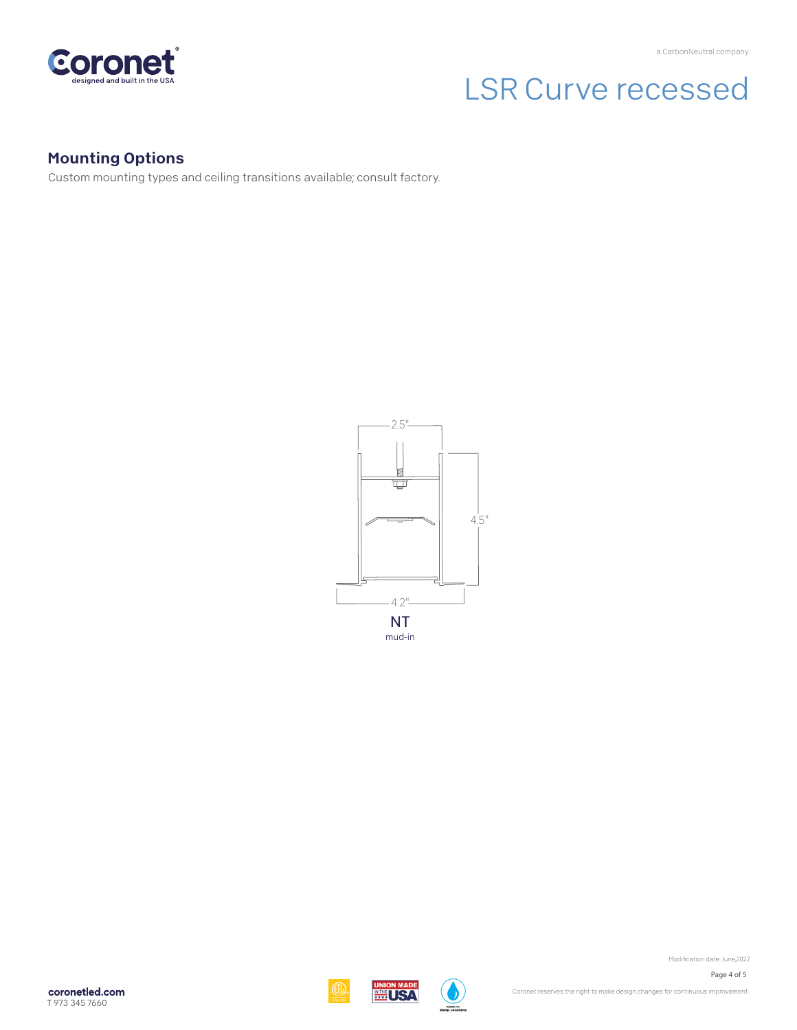# LSR Curve recessed

## Mounting Options

Custom mounting types and ceiling transitions available; consult factory.

2.5"

4.5"

4.2"

**NT**

mud-in

Modification date: June,2022

Coronet reserves the right to make design changes for continuous improvement.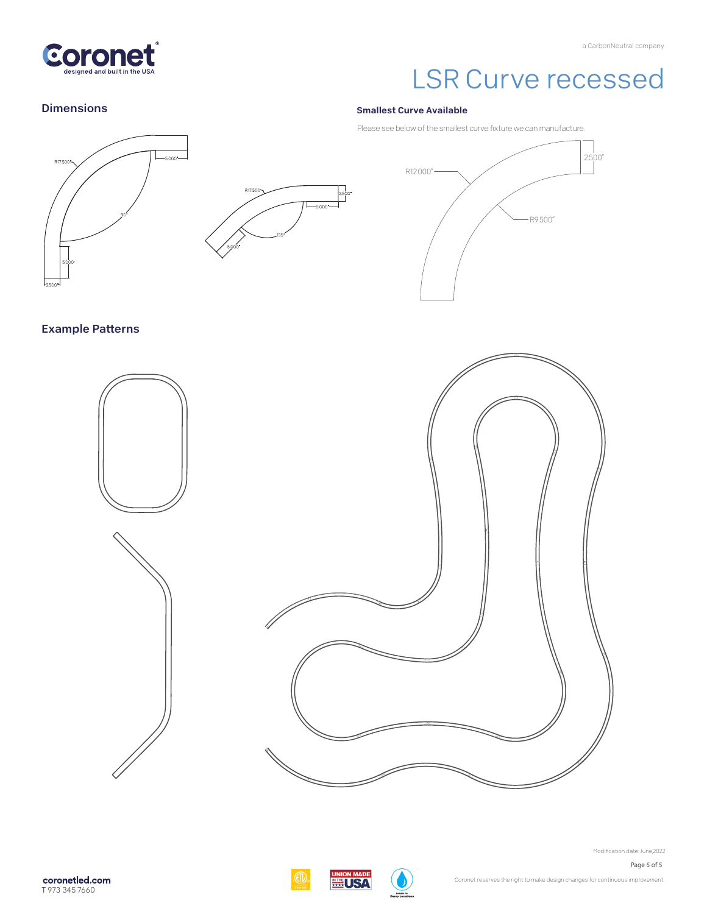# LSR Curve recessed

a CarbonNeutral company

## Dimensions

R17.500"
5.000"
90°
5.000"
2.500"

R17.500"
2.500"
5.000"
135°
5.000"

### Smallest Curve Available

Please see below of the smallest curve fixture we can manufacture.

R12.000"
2.500"
R9.500"

## Example Patterns

Modification date: June,2022

**coronetled.com**
T 973 345 7660

Coronet reserves the right to make design changes for continuous improvement